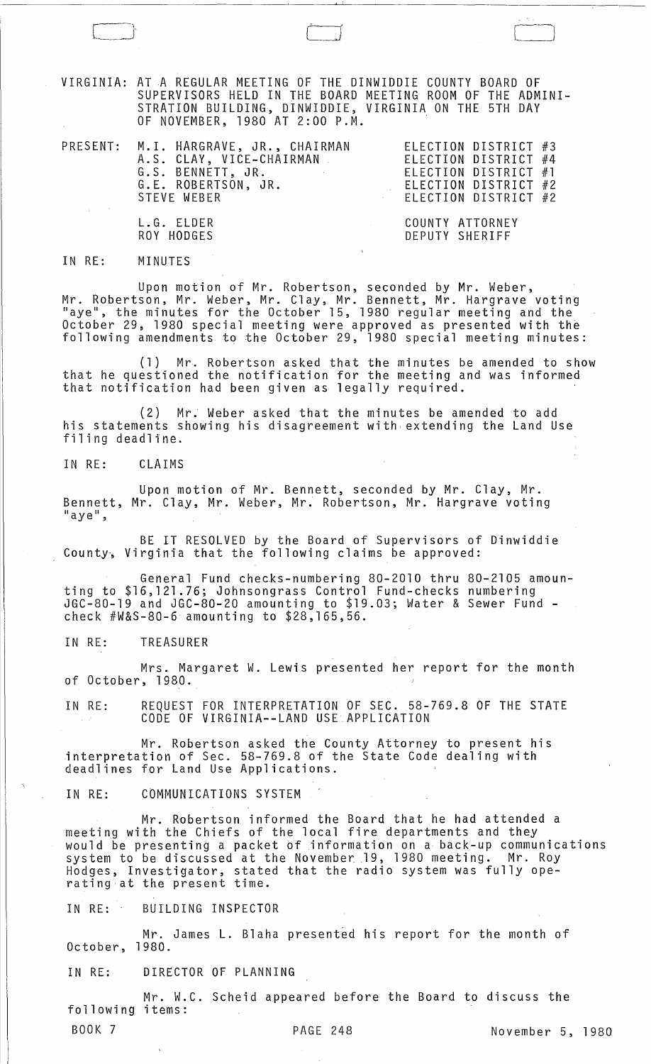VIRGINIA: AT A REGULAR MEETING OF THE DINWIDDIE COUNTY BOARD OF SUPERVISORS HELD IN THE BOARD MEETING ROOM OF THE ADMINISTRATION BUILDING, DINWIDDIE, VIRGINIA ON THE 5TH DAY OF NOVEMBER, 1980 AT 2:00 P.M.

| PRESENT: | M.I. HARGRAVE, JR., CHAIRMAN | ELECTION DISTRICT #3 |
|---|---|---|
| | A.S. CLAY, VICE-CHAIRMAN | ELECTION DISTRICT #4 |
| | G.S. BENNETT, JR. | ELECTION DISTRICT #1 |
| | G.E. ROBERTSON, JR. | ELECTION DISTRICT #2 |
| | STEVE WEBER | ELECTION DISTRICT #2 |
| | L.G. ELDER | COUNTY ATTORNEY |
| | ROY HODGES | DEPUTY SHERIFF |

IN RE: MINUTES

Upon motion of Mr. Robertson, seconded by Mr. Weber, Mr. Robertson, Mr. Weber, Mr. Clay, Mr. Bennett, Mr. Hargrave voting "aye", the minutes for the October 15, 1980 regular meeting and the October 29, 1980 special meeting were approved as presented with the following amendments to the October 29, 1980 special meeting minutes:

(1) Mr. Robertson asked that the minutes be amended to show that he questioned the notification for the meeting and was informed that notification had been given as legally required.

(2) Mr. Weber asked that the minutes be amended to add his statements showing his disagreement with extending the Land Use filing deadline.

IN RE: CLAIMS

Upon motion of Mr. Bennett, seconded by Mr. Clay, Mr. Bennett, Mr. Clay, Mr. Weber, Mr. Robertson, Mr. Hargrave voting "aye",

BE IT RESOLVED by the Board of Supervisors of Dinwiddie County, Virginia that the following claims be approved:

General Fund checks-numbering 80-2010 thru 80-2105 amounting to $16,121.76; Johnsongrass Control Fund-checks numbering JGC-80-19 and JGC-80-20 amounting to $19.03; Water & Sewer Fund - check #W&S-80-6 amounting to $28,165,56.

IN RE: TREASURER

Mrs. Margaret W. Lewis presented her report for the month of October, 1980.

IN RE: REQUEST FOR INTERPRETATION OF SEC. 58-769.8 OF THE STATE CODE OF VIRGINIA--LAND USE APPLICATION

Mr. Robertson asked the County Attorney to present his interpretation of Sec. 58-769.8 of the State Code dealing with deadlines for Land Use Applications.

IN RE: COMMUNICATIONS SYSTEM

Mr. Robertson informed the Board that he had attended a meeting with the Chiefs of the local fire departments and they would be presenting a packet of information on a back-up communications system to be discussed at the November 19, 1980 meeting. Mr. Roy Hodges, Investigator, stated that the radio system was fully operating at the present time.

IN RE: BUILDING INSPECTOR

Mr. James L. Blaha presented his report for the month of October, 1980.

IN RE: DIRECTOR OF PLANNING

Mr. W.C. Scheid appeared before the Board to discuss the following items: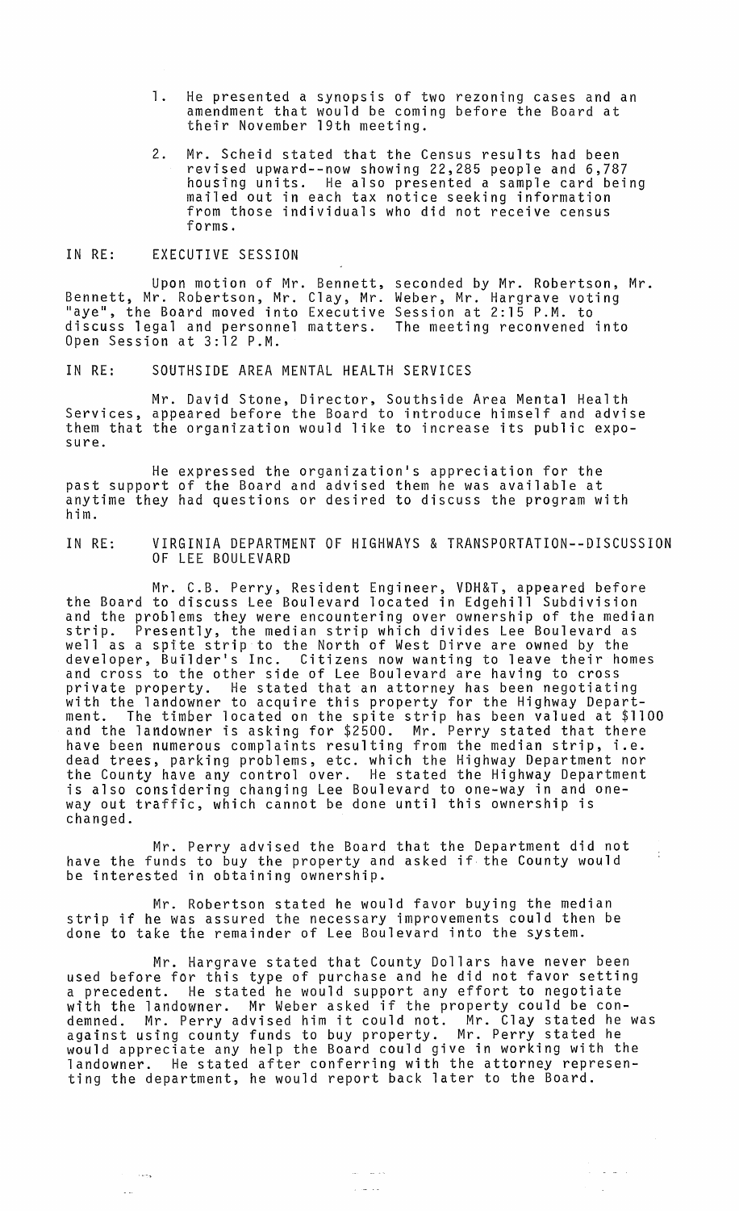1. He presented a synopsis of two rezoning cases and an amendment that would be coming before the Board at their November 19th meeting.

2. Mr. Scheid stated that the Census results had been revised upward--now showing 22,285 people and 6,787 housing units. He also presented a sample card being mailed out in each tax notice seeking information from those individuals who did not receive census forms.

IN RE: EXECUTIVE SESSION

Upon motion of Mr. Bennett, seconded by Mr. Robertson, Mr. Bennett, Mr. Robertson, Mr. Clay, Mr. Weber, Mr. Hargrave voting "aye", the Board moved into Executive Session at 2:15 P.M. to discuss legal and personnel matters. The meeting reconvened into Open Session at 3:12 P.M.

IN RE: SOUTHSIDE AREA MENTAL HEALTH SERVICES

Mr. David Stone, Director, Southside Area Mental Health Services, appeared before the Board to introduce himself and advise them that the organization would like to increase its public exposure.

He expressed the organization's appreciation for the past support of the Board and advised them he was available at anytime they had questions or desired to discuss the program with him.

IN RE: VIRGINIA DEPARTMENT OF HIGHWAYS & TRANSPORTATION--DISCUSSION OF LEE BOULEVARD

Mr. C.B. Perry, Resident Engineer, VDH&T, appeared before the Board to discuss Lee Boulevard located in Edgehill Subdivision and the problems they were encountering over ownership of the median strip. Presently, the median strip which divides Lee Boulevard as well as a spite strip to the North of West Dirve are owned by the developer, Builder's Inc. Citizens now wanting to leave their homes and cross to the other side of Lee Boulevard are having to cross private property. He stated that an attorney has been negotiating with the landowner to acquire this property for the Highway Department. The timber located on the spite strip has been valued at $1100 and the landowner is asking for $2500. Mr. Perry stated that there have been numerous complaints resulting from the median strip, i.e. dead trees, parking problems, etc. which the Highway Department nor the County have any control over. He stated the Highway Department is also considering changing Lee Boulevard to one-way in and one-way out traffic, which cannot be done until this ownership is changed.

Mr. Perry advised the Board that the Department did not have the funds to buy the property and asked if the County would be interested in obtaining ownership.

Mr. Robertson stated he would favor buying the median strip if he was assured the necessary improvements could then be done to take the remainder of Lee Boulevard into the system.

Mr. Hargrave stated that County Dollars have never been used before for this type of purchase and he did not favor setting a precedent. He stated he would support any effort to negotiate with the landowner. Mr Weber asked if the property could be condemned. Mr. Perry advised him it could not. Mr. Clay stated he was against using county funds to buy property. Mr. Perry stated he would appreciate any help the Board could give in working with the landowner. He stated after conferring with the attorney representing the department, he would report back later to the Board.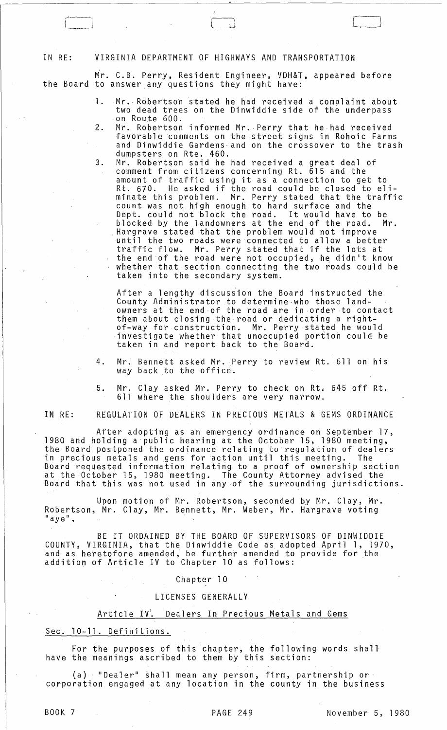IN RE: VIRGINIA DEPARTMENT OF HIGHWAYS AND TRANSPORTATION

Mr. C.B. Perry, Resident Engineer, VDH&T, appeared before the Board to answer any questions they might have:

1. Mr. Robertson stated he had received a complaint about two dead trees on the Dinwiddie side of the underpass on Route 600.
2. Mr. Robertson informed Mr. Perry that he had received favorable comments on the street signs in Rohoic Farms and Dinwiddie Gardens and on the crossover to the trash dumpsters on Rte. 460.
3. Mr. Robertson said he had received a great deal of comment from citizens concerning Rt. 615 and the amount of traffic using it as a connection to get to Rt. 670. He asked if the road could be closed to eliminate this problem. Mr. Perry stated that the traffic count was not high enough to hard surface and the Dept. could not block the road. It would have to be blocked by the landowners at the end of the road. Mr. Hargrave stated that the problem would not improve until the two roads were connected to allow a better traffic flow. Mr. Perry stated that if the lots at the end of the road were not occupied, he didn't know whether that section connecting the two roads could be taken into the secondary system.

   After a lengthy discussion the Board instructed the County Administrator to determine who those landowners at the end of the road are in order to contact them about closing the road or dedicating a right-of-way for construction. Mr. Perry stated he would investigate whether that unoccupied portion could be taken in and report back to the Board.

4. Mr. Bennett asked Mr. Perry to review Rt. 611 on his way back to the office.

5. Mr. Clay asked Mr. Perry to check on Rt. 645 off Rt. 611 where the shoulders are very narrow.

IN RE: REGULATION OF DEALERS IN PRECIOUS METALS & GEMS ORDINANCE

After adopting as an emergency ordinance on September 17, 1980 and holding a public hearing at the October 15, 1980 meeting, the Board postponed the ordinance relating to regulation of dealers in precious metals and gems for action until this meeting. The Board requested information relating to a proof of ownership section at the October 15, 1980 meeting. The County Attorney advised the Board that this was not used in any of the surrounding jurisdictions.

Upon motion of Mr. Robertson, seconded by Mr. Clay, Mr. Robertson, Mr. Clay, Mr. Bennett, Mr. Weber, Mr. Hargrave voting "aye",

BE IT ORDAINED BY THE BOARD OF SUPERVISORS OF DINWIDDIE COUNTY, VIRGINIA, that the Dinwiddie Code as adopted April 1, 1970, and as heretofore amended, be further amended to provide for the addition of Article IV to Chapter 10 as follows:

Chapter 10

LICENSES GENERALLY

Article IV. Dealers In Precious Metals and Gems

Sec. 10-11. Definitions.

For the purposes of this chapter, the following words shall have the meanings ascribed to them by this section:

(a) "Dealer" shall mean any person, firm, partnership or corporation engaged at any location in the county in the business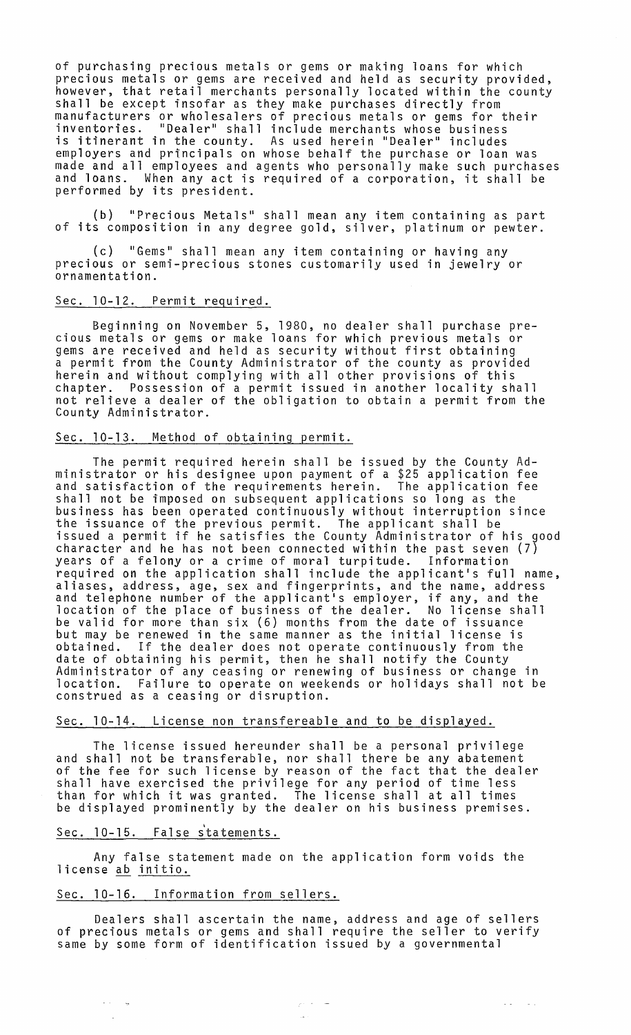of purchasing precious metals or gems or making loans for which precious metals or gems are received and held as security provided, however, that retail merchants personally located within the county shall be except insofar as they make purchases directly from manufacturers or wholesalers of precious metals or gems for their inventories. "Dealer" shall include merchants whose business is itinerant in the county. As used herein "Dealer" includes employers and principals on whose behalf the purchase or loan was made and all employees and agents who personally make such purchases and loans. When any act is required of a corporation, it shall be performed by its president.

(b) "Precious Metals" shall mean any item containing as part of its composition in any degree gold, silver, platinum or pewter.

(c) "Gems" shall mean any item containing or having any precious or semi-precious stones customarily used in jewelry or ornamentation.

Sec. 10-12. Permit required.

Beginning on November 5, 1980, no dealer shall purchase precious metals or gems or make loans for which previous metals or gems are received and held as security without first obtaining a permit from the County Administrator of the county as provided herein and without complying with all other provisions of this chapter. Possession of a permit issued in another locality shall not relieve a dealer of the obligation to obtain a permit from the County Administrator.

Sec. 10-13. Method of obtaining permit.

The permit required herein shall be issued by the County Administrator or his designee upon payment of a $25 application fee and satisfaction of the requirements herein. The application fee shall not be imposed on subsequent applications so long as the business has been operated continuously without interruption since the issuance of the previous permit. The applicant shall be issued a permit if he satisfies the County Administrator of his good character and he has not been connected within the past seven (7) years of a felony or a crime of moral turpitude. Information required on the application shall include the applicant's full name, aliases, address, age, sex and fingerprints, and the name, address and telephone number of the applicant's employer, if any, and the location of the place of business of the dealer. No license shall be valid for more than six (6) months from the date of issuance but may be renewed in the same manner as the initial license is obtained. If the dealer does not operate continuously from the date of obtaining his permit, then he shall notify the County Administrator of any ceasing or renewing of business or change in location. Failure to operate on weekends or holidays shall not be construed as a ceasing or disruption.

Sec. 10-14. License non transfereable and to be displayed.

The license issued hereunder shall be a personal privilege and shall not be transferable, nor shall there be any abatement of the fee for such license by reason of the fact that the dealer shall have exercised the privilege for any period of time less than for which it was granted. The license shall at all times be displayed prominently by the dealer on his business premises.

Sec. 10-15. False statements.

Any false statement made on the application form voids the license _ab initio._

Sec. 10-16. Information from sellers.

Dealers shall ascertain the name, address and age of sellers of precious metals or gems and shall require the seller to verify same by some form of identification issued by a governmental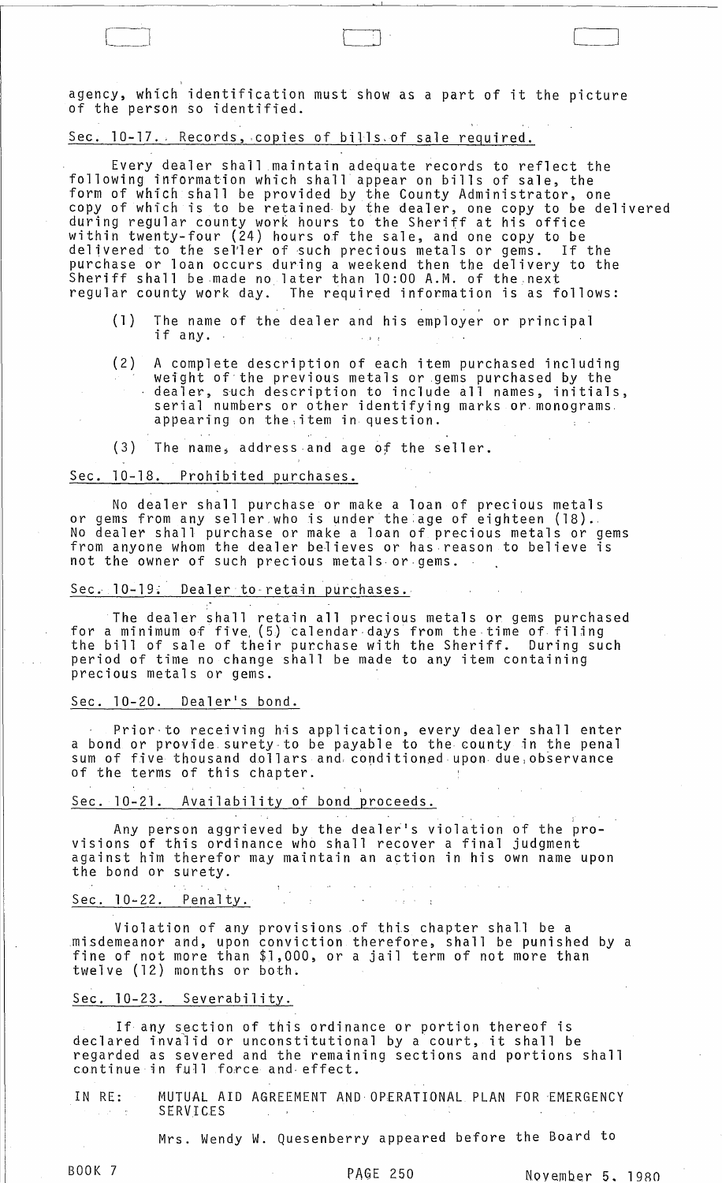agency, which identification must show as a part of it the picture of the person so identified.

Sec. 10-17. Records, copies of bills of sale required.

Every dealer shall maintain adequate records to reflect the following information which shall appear on bills of sale, the form of which shall be provided by the County Administrator, one copy of which is to be retained by the dealer, one copy to be delivered during regular county work hours to the Sheriff at his office within twenty-four (24) hours of the sale, and one copy to be delivered to the seller of such precious metals or gems. If the purchase or loan occurs during a weekend then the delivery to the Sheriff shall be made no later than 10:00 A.M. of the next regular county work day. The required information is as follows:

(1) The name of the dealer and his employer or principal if any.

(2) A complete description of each item purchased including weight of the previous metals or gems purchased by the dealer, such description to include all names, initials, serial numbers or other identifying marks or monograms appearing on the item in question.

(3) The name, address and age of the seller.

Sec. 10-18. Prohibited purchases.

No dealer shall purchase or make a loan of precious metals or gems from any seller who is under the age of eighteen (18). No dealer shall purchase or make a loan of precious metals or gems from anyone whom the dealer believes or has reason to believe is not the owner of such precious metals or gems.

Sec. 10-19. Dealer to retain purchases.

The dealer shall retain all precious metals or gems purchased for a minimum of five (5) calendar days from the time of filing the bill of sale of their purchase with the Sheriff. During such period of time no change shall be made to any item containing precious metals or gems.

Sec. 10-20. Dealer's bond.

Prior to receiving his application, every dealer shall enter a bond or provide surety to be payable to the county in the penal sum of five thousand dollars and conditioned upon due observance of the terms of this chapter.

Sec. 10-21. Availability of bond proceeds.

Any person aggrieved by the dealer's violation of the provisions of this ordinance who shall recover a final judgment against him therefor may maintain an action in his own name upon the bond or surety.

Sec. 10-22. Penalty.

Violation of any provisions of this chapter shall be a misdemeanor and, upon conviction therefore, shall be punished by a fine of not more than $1,000, or a jail term of not more than twelve (12) months or both.

Sec. 10-23. Severability.

If any section of this ordinance or portion thereof is declared invalid or unconstitutional by a court, it shall be regarded as severed and the remaining sections and portions shall continue in full force and effect.

IN RE: MUTUAL AID AGREEMENT AND OPERATIONAL PLAN FOR EMERGENCY SERVICES

Mrs. Wendy W. Quesenberry appeared before the Board to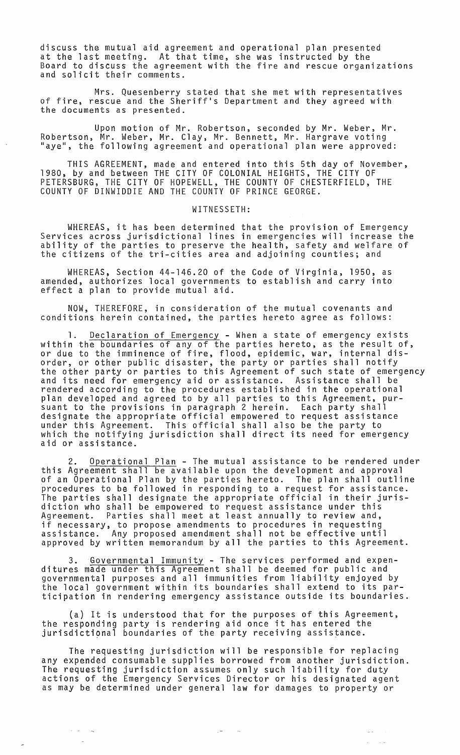discuss the mutual aid agreement and operational plan presented at the last meeting. At that time, she was instructed by the Board to discuss the agreement with the fire and rescue organizations and solicit their comments.

Mrs. Quesenberry stated that she met with representatives of fire, rescue and the Sheriff's Department and they agreed with the documents as presented.

Upon motion of Mr. Robertson, seconded by Mr. Weber, Mr. Robertson, Mr. Weber, Mr. Clay, Mr. Bennett, Mr. Hargrave voting "aye", the following agreement and operational plan were approved:

THIS AGREEMENT, made and entered into this 5th day of November, 1980, by and between THE CITY OF COLONIAL HEIGHTS, THE CITY OF PETERSBURG, THE CITY OF HOPEWELL, THE COUNTY OF CHESTERFIELD, THE COUNTY OF DINWIDDIE AND THE COUNTY OF PRINCE GEORGE.

WITNESSETH:

WHEREAS, it has been determined that the provision of Emergency Services across jurisdictional lines in emergencies will increase the ability of the parties to preserve the health, safety and welfare of the citizens of the tri-cities area and adjoining counties; and

WHEREAS, Section 44-146.20 of the Code of Virginia, 1950, as amended, authorizes local governments to establish and carry into effect a plan to provide mutual aid.

NOW, THEREFORE, in consideration of the mutual covenants and conditions herein contained, the parties hereto agree as follows:

1. Declaration of Emergency - When a state of emergency exists within the boundaries of any of the parties hereto, as the result of, or due to the imminence of fire, flood, epidemic, war, internal disorder, or other public disaster, the party or parties shall notify the other party or parties to this Agreement of such state of emergency and its need for emergency aid or assistance. Assistance shall be rendered according to the procedures established in the operational plan developed and agreed to by all parties to this Agreement, pursuant to the provisions in paragraph 2 herein. Each party shall designate the appropriate official empowered to request assistance under this Agreement. This official shall also be the party to which the notifying jurisdiction shall direct its need for emergency aid or assistance.

2. Operational Plan - The mutual assistance to be rendered under this Agreement shall be available upon the development and approval of an Operational Plan by the parties hereto. The plan shall outline procedures to be followed in responding to a request for assistance. The parties shall designate the appropriate official in their jurisdiction who shall be empowered to request assistance under this Agreement. Parties shall meet at least annually to review and, if necessary, to propose amendments to procedures in requesting assistance. Any proposed amendment shall not be effective until approved by written memorandum by all the parties to this Agreement.

3. Governmental Immunity - The services performed and expenditures made under this Agreement shall be deemed for public and governmental purposes and all immunities from liability enjoyed by the local government within its boundaries shall extend to its participation in rendering emergency assistance outside its boundaries.

(a) It is understood that for the purposes of this Agreement, the responding party is rendering aid once it has entered the jurisdictional boundaries of the party receiving assistance.

The requesting jurisdiction will be responsible for replacing any expended consumable supplies borrowed from another jurisdiction. The requesting jurisdiction assumes only such liability for duty actions of the Emergency Services Director or his designated agent as may be determined under general law for damages to property or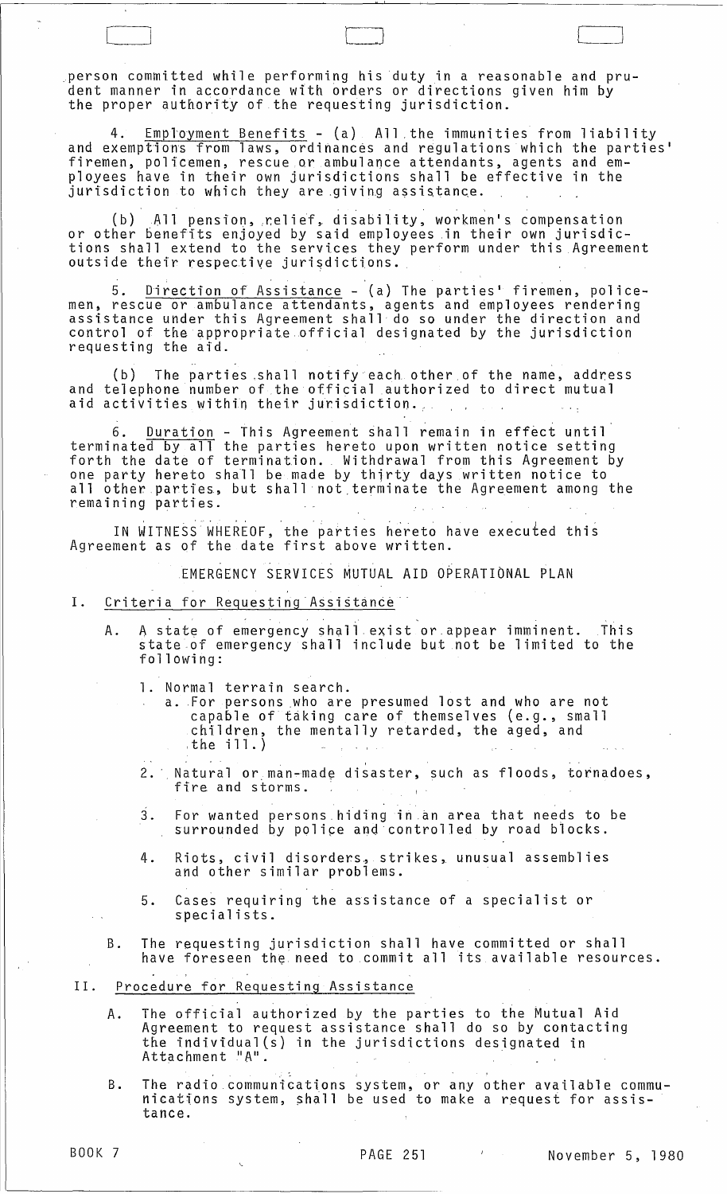person committed while performing his duty in a reasonable and prudent manner in accordance with orders or directions given him by the proper authority of the requesting jurisdiction.

4. Employment Benefits - (a) All the immunities from liability and exemptions from laws, ordinances and regulations which the parties' firemen, policemen, rescue or ambulance attendants, agents and employees have in their own jurisdictions shall be effective in the jurisdiction to which they are giving assistance.

(b) All pension, relief, disability, workmen's compensation or other benefits enjoyed by said employees in their own jurisdictions shall extend to the services they perform under this Agreement outside their respective jurisdictions.

5. Direction of Assistance - (a) The parties' firemen, policemen, rescue or ambulance attendants, agents and employees rendering assistance under this Agreement shall do so under the direction and control of the appropriate official designated by the jurisdiction requesting the aid.

(b) The parties shall notify each other of the name, address and telephone number of the official authorized to direct mutual aid activities within their jurisdiction.

6. Duration - This Agreement shall remain in effect until terminated by all the parties hereto upon written notice setting forth the date of termination. Withdrawal from this Agreement by one party hereto shall be made by thirty days written notice to all other parties, but shall not terminate the Agreement among the remaining parties.

IN WITNESS WHEREOF, the parties hereto have executed this Agreement as of the date first above written.

## EMERGENCY SERVICES MUTUAL AID OPERATIONAL PLAN

I. Criteria for Requesting Assistance

A. A state of emergency shall exist or appear imminent. This state of emergency shall include but not be limited to the following:

1. Normal terrain search.
   a. For persons who are presumed lost and who are not capable of taking care of themselves (e.g., small children, the mentally retarded, the aged, and the ill.)

2. Natural or man-made disaster, such as floods, tornadoes, fire and storms.

3. For wanted persons hiding in an area that needs to be surrounded by police and controlled by road blocks.

4. Riots, civil disorders, strikes, unusual assemblies and other similar problems.

5. Cases requiring the assistance of a specialist or specialists.

B. The requesting jurisdiction shall have committed or shall have foreseen the need to commit all its available resources.

II. Procedure for Requesting Assistance

A. The official authorized by the parties to the Mutual Aid Agreement to request assistance shall do so by contacting the individual(s) in the jurisdictions designated in Attachment "A".

B. The radio communications system, or any other available communications system, shall be used to make a request for assistance.

BOOK 7 PAGE 251 November 5, 1980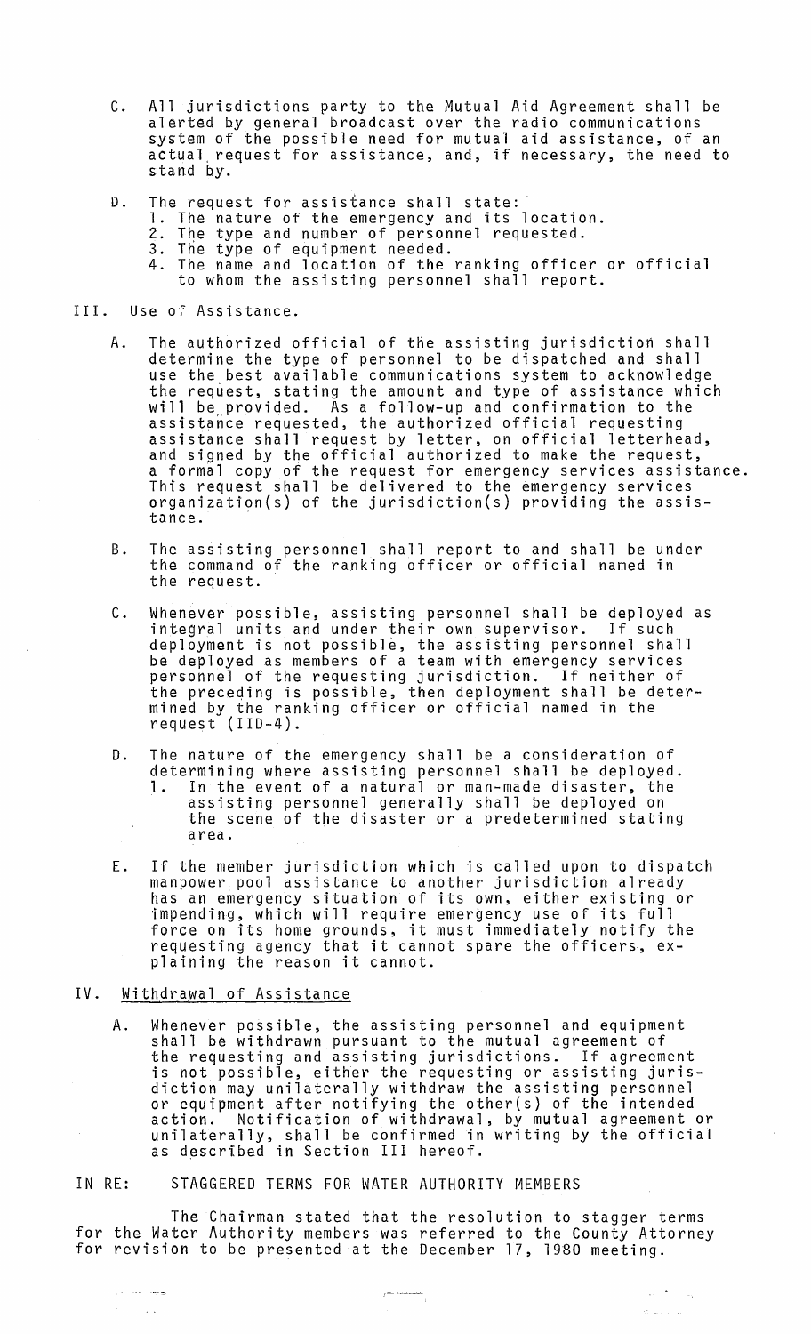C. All jurisdictions party to the Mutual Aid Agreement shall be alerted by general broadcast over the radio communications system of the possible need for mutual aid assistance, of an actual request for assistance, and, if necessary, the need to stand by.

D. The request for assistance shall state:
   1. The nature of the emergency and its location.
   2. The type and number of personnel requested.
   3. The type of equipment needed.
   4. The name and location of the ranking officer or official to whom the assisting personnel shall report.

III. Use of Assistance.

A. The authorized official of the assisting jurisdiction shall determine the type of personnel to be dispatched and shall use the best available communications system to acknowledge the request, stating the amount and type of assistance which will be provided. As a follow-up and confirmation to the assistance requested, the authorized official requesting assistance shall request by letter, on official letterhead, and signed by the official authorized to make the request, a formal copy of the request for emergency services assistance. This request shall be delivered to the emergency services organization(s) of the jurisdiction(s) providing the assistance.

B. The assisting personnel shall report to and shall be under the command of the ranking officer or official named in the request.

C. Whenever possible, assisting personnel shall be deployed as integral units and under their own supervisor. If such deployment is not possible, the assisting personnel shall be deployed as members of a team with emergency services personnel of the requesting jurisdiction. If neither of the preceding is possible, then deployment shall be determined by the ranking officer or official named in the request (IID-4).

D. The nature of the emergency shall be a consideration of determining where assisting personnel shall be deployed.
   1. In the event of a natural or man-made disaster, the assisting personnel generally shall be deployed on the scene of the disaster or a predetermined stating area.

E. If the member jurisdiction which is called upon to dispatch manpower pool assistance to another jurisdiction already has an emergency situation of its own, either existing or impending, which will require emergency use of its full force on its home grounds, it must immediately notify the requesting agency that it cannot spare the officers, explaining the reason it cannot.

IV. Withdrawal of Assistance

A. Whenever possible, the assisting personnel and equipment shall be withdrawn pursuant to the mutual agreement of the requesting and assisting jurisdictions. If agreement is not possible, either the requesting or assisting jurisdiction may unilaterally withdraw the assisting personnel or equipment after notifying the other(s) of the intended action. Notification of withdrawal, by mutual agreement or unilaterally, shall be confirmed in writing by the official as described in Section III hereof.

IN RE: STAGGERED TERMS FOR WATER AUTHORITY MEMBERS

The Chairman stated that the resolution to stagger terms for the Water Authority members was referred to the County Attorney for revision to be presented at the December 17, 1980 meeting.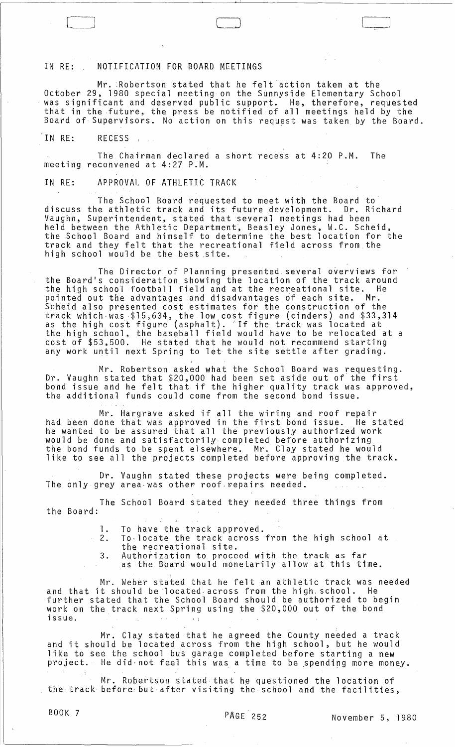IN RE: NOTIFICATION FOR BOARD MEETINGS

Mr. Robertson stated that he felt action taken at the October 29, 1980 special meeting on the Sunnyside Elementary School was significant and deserved public support. He, therefore, requested that in the future, the press be notified of all meetings held by the Board of Supervisors. No action on this request was taken by the Board.

IN RE: RECESS

The Chairman declared a short recess at 4:20 P.M. The meeting reconvened at 4:27 P.M.

IN RE: APPROVAL OF ATHLETIC TRACK

The School Board requested to meet with the Board to discuss the athletic track and its future development. Dr. Richard Vaughn, Superintendent, stated that several meetings had been held between the Athletic Department, Beasley Jones, W.C. Scheid, the School Board and himself to determine the best location for the track and they felt that the recreational field across from the high school would be the best site.

The Director of Planning presented several overviews for the Board's consideration showing the location of the track around the high school football field and at the recreational site. He pointed out the advantages and disadvantages of each site. Mr. Scheid also presented cost estimates for the construction of the track which was $15,634, the low cost figure (cinders) and $33,314 as the high cost figure (asphalt). If the track was located at the high school, the baseball field would have to be relocated at a cost of $53,500. He stated that he would not recommend starting any work until next Spring to let the site settle after grading.

Mr. Robertson asked what the School Board was requesting. Dr. Vaughn stated that $20,000 had been set aside out of the first bond issue and he felt that if the higher quality track was approved, the additional funds could come from the second bond issue.

Mr. Hargrave asked if all the wiring and roof repair had been done that was approved in the first bond issue. He stated he wanted to be assured that all the previously authorized work would be done and satisfactorily completed before authorizing the bond funds to be spent elsewhere. Mr. Clay stated he would like to see all the projects completed before approving the track.

Dr. Vaughn stated these projects were being completed. The only grey area was other roof repairs needed.

The School Board stated they needed three things from the Board:

1. To have the track approved.
2. To locate the track across from the high school at the recreational site.
3. Authorization to proceed with the track as far as the Board would monetarily allow at this time.

Mr. Weber stated that he felt an athletic track was needed and that it should be located across from the high school. He further stated that the School Board should be authorized to begin work on the track next Spring using the $20,000 out of the bond issue.

Mr. Clay stated that he agreed the County needed a track and it should be located across from the high school, but he would like to see the school bus garage completed before starting a new project. He did not feel this was a time to be spending more money.

Mr. Robertson stated that he questioned the location of the track before but after visiting the school and the facilities,

BOOK 7 PAGE 252 November 5, 1980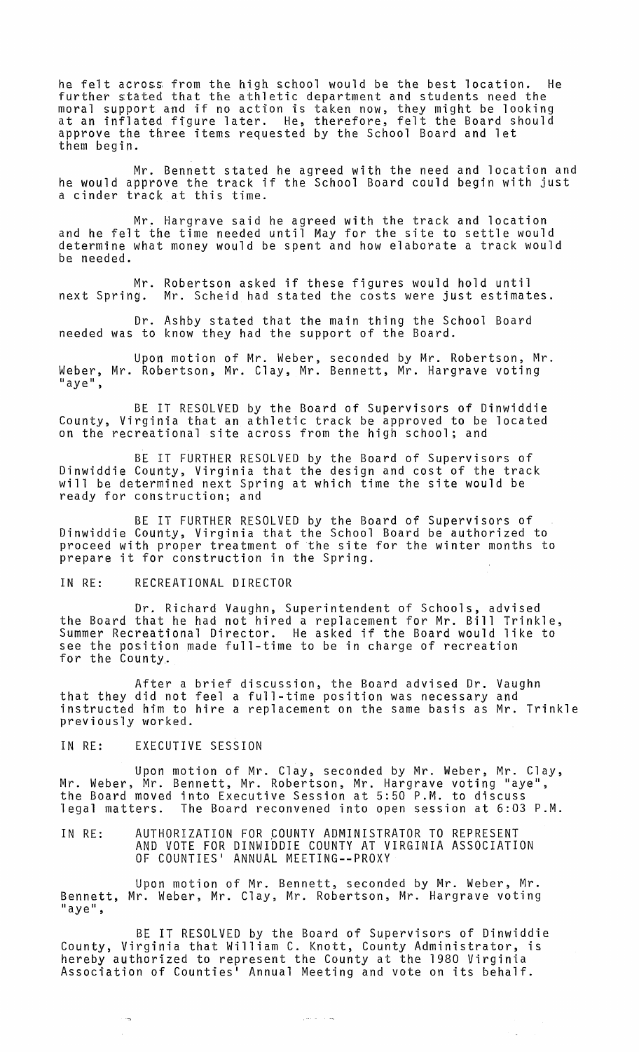he felt across from the high school would be the best location. He further stated that the athletic department and students need the moral support and if no action is taken now, they might be looking at an inflated figure later. He, therefore, felt the Board should approve the three items requested by the School Board and let them begin.

Mr. Bennett stated he agreed with the need and location and he would approve the track if the School Board could begin with just a cinder track at this time.

Mr. Hargrave said he agreed with the track and location and he felt the time needed until May for the site to settle would determine what money would be spent and how elaborate a track would be needed.

Mr. Robertson asked if these figures would hold until next Spring. Mr. Scheid had stated the costs were just estimates.

Dr. Ashby stated that the main thing the School Board needed was to know they had the support of the Board.

Upon motion of Mr. Weber, seconded by Mr. Robertson, Mr. Weber, Mr. Robertson, Mr. Clay, Mr. Bennett, Mr. Hargrave voting "aye",

BE IT RESOLVED by the Board of Supervisors of Dinwiddie County, Virginia that an athletic track be approved to be located on the recreational site across from the high school; and

BE IT FURTHER RESOLVED by the Board of Supervisors of Dinwiddie County, Virginia that the design and cost of the track will be determined next Spring at which time the site would be ready for construction; and

BE IT FURTHER RESOLVED by the Board of Supervisors of Dinwiddie County, Virginia that the School Board be authorized to proceed with proper treatment of the site for the winter months to prepare it for construction in the Spring.

IN RE: RECREATIONAL DIRECTOR

Dr. Richard Vaughn, Superintendent of Schools, advised the Board that he had not hired a replacement for Mr. Bill Trinkle, Summer Recreational Director. He asked if the Board would like to see the position made full-time to be in charge of recreation for the County.

After a brief discussion, the Board advised Dr. Vaughn that they did not feel a full-time position was necessary and instructed him to hire a replacement on the same basis as Mr. Trinkle previously worked.

IN RE: EXECUTIVE SESSION

Upon motion of Mr. Clay, seconded by Mr. Weber, Mr. Clay, Mr. Weber, Mr. Bennett, Mr. Robertson, Mr. Hargrave voting "aye", the Board moved into Executive Session at 5:50 P.M. to discuss legal matters. The Board reconvened into open session at 6:03 P.M.

IN RE: AUTHORIZATION FOR COUNTY ADMINISTRATOR TO REPRESENT AND VOTE FOR DINWIDDIE COUNTY AT VIRGINIA ASSOCIATION OF COUNTIES' ANNUAL MEETING--PROXY

Upon motion of Mr. Bennett, seconded by Mr. Weber, Mr. Bennett, Mr. Weber, Mr. Clay, Mr. Robertson, Mr. Hargrave voting "aye",

BE IT RESOLVED by the Board of Supervisors of Dinwiddie County, Virginia that William C. Knott, County Administrator, is hereby authorized to represent the County at the 1980 Virginia Association of Counties' Annual Meeting and vote on its behalf.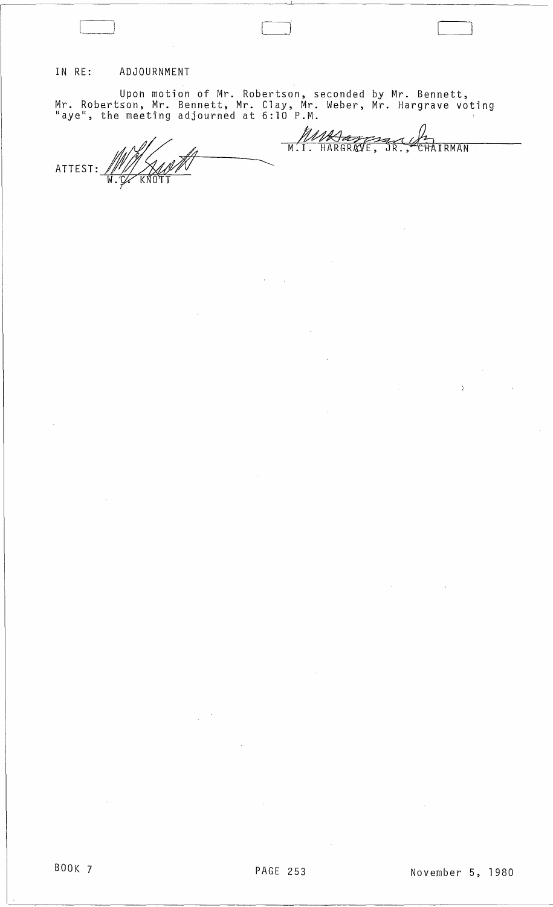IN RE: ADJOURNMENT

Upon motion of Mr. Robertson, seconded by Mr. Bennett, Mr. Robertson, Mr. Bennett, Mr. Clay, Mr. Weber, Mr. Hargrave voting "aye", the meeting adjourned at 6:10 P.M.

M. I. HARGRAVE, JR., CHAIRMAN

ATTEST: W. C. KNOTT

BOOK 7 PAGE 253 November 5, 1980